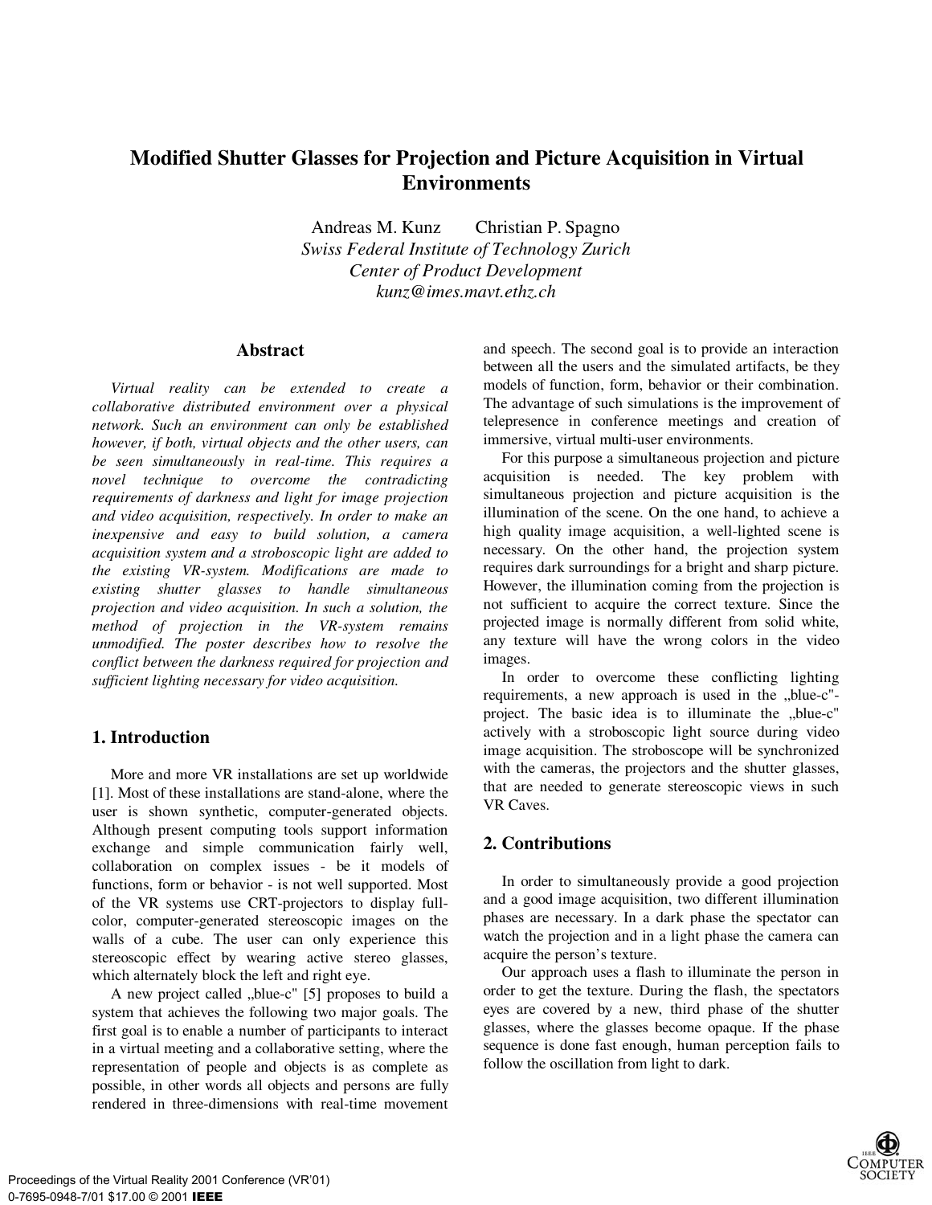# Modified Shutter Glasses for Projection and Picture Acquisition in Virtual Environments

Andreas M. Kunz  Christian P. Spagno
*Swiss Federal Institute of Technology Zurich*
*Center of Product Development*
*kunz@imes.mavt.ethz.ch*

## Abstract

*Virtual reality can be extended to create a collaborative distributed environment over a physical network. Such an environment can only be established however, if both, virtual objects and the other users, can be seen simultaneously in real-time. This requires a novel technique to overcome the contradicting requirements of darkness and light for image projection and video acquisition, respectively. In order to make an inexpensive and easy to build solution, a camera acquisition system and a stroboscopic light are added to the existing VR-system. Modifications are made to existing shutter glasses to handle simultaneous projection and video acquisition. In such a solution, the method of projection in the VR-system remains unmodified. The poster describes how to resolve the conflict between the darkness required for projection and sufficient lighting necessary for video acquisition.*

## 1. Introduction

More and more VR installations are set up worldwide [1]. Most of these installations are stand-alone, where the user is shown synthetic, computer-generated objects. Although present computing tools support information exchange and simple communication fairly well, collaboration on complex issues - be it models of functions, form or behavior - is not well supported. Most of the VR systems use CRT-projectors to display full-color, computer-generated stereoscopic images on the walls of a cube. The user can only experience this stereoscopic effect by wearing active stereo glasses, which alternately block the left and right eye.

A new project called „blue-c" [5] proposes to build a system that achieves the following two major goals. The first goal is to enable a number of participants to interact in a virtual meeting and a collaborative setting, where the representation of people and objects is as complete as possible, in other words all objects and persons are fully rendered in three-dimensions with real-time movement and speech. The second goal is to provide an interaction between all the users and the simulated artifacts, be they models of function, form, behavior or their combination. The advantage of such simulations is the improvement of telepresence in conference meetings and creation of immersive, virtual multi-user environments.

For this purpose a simultaneous projection and picture acquisition is needed. The key problem with simultaneous projection and picture acquisition is the illumination of the scene. On the one hand, to achieve a high quality image acquisition, a well-lighted scene is necessary. On the other hand, the projection system requires dark surroundings for a bright and sharp picture. However, the illumination coming from the projection is not sufficient to acquire the correct texture. Since the projected image is normally different from solid white, any texture will have the wrong colors in the video images.

In order to overcome these conflicting lighting requirements, a new approach is used in the „blue-c"-project. The basic idea is to illuminate the „blue-c" actively with a stroboscopic light source during video image acquisition. The stroboscope will be synchronized with the cameras, the projectors and the shutter glasses, that are needed to generate stereoscopic views in such VR Caves.

## 2. Contributions

In order to simultaneously provide a good projection and a good image acquisition, two different illumination phases are necessary. In a dark phase the spectator can watch the projection and in a light phase the camera can acquire the person's texture.

Our approach uses a flash to illuminate the person in order to get the texture. During the flash, the spectators eyes are covered by a new, third phase of the shutter glasses, where the glasses become opaque. If the phase sequence is done fast enough, human perception fails to follow the oscillation from light to dark.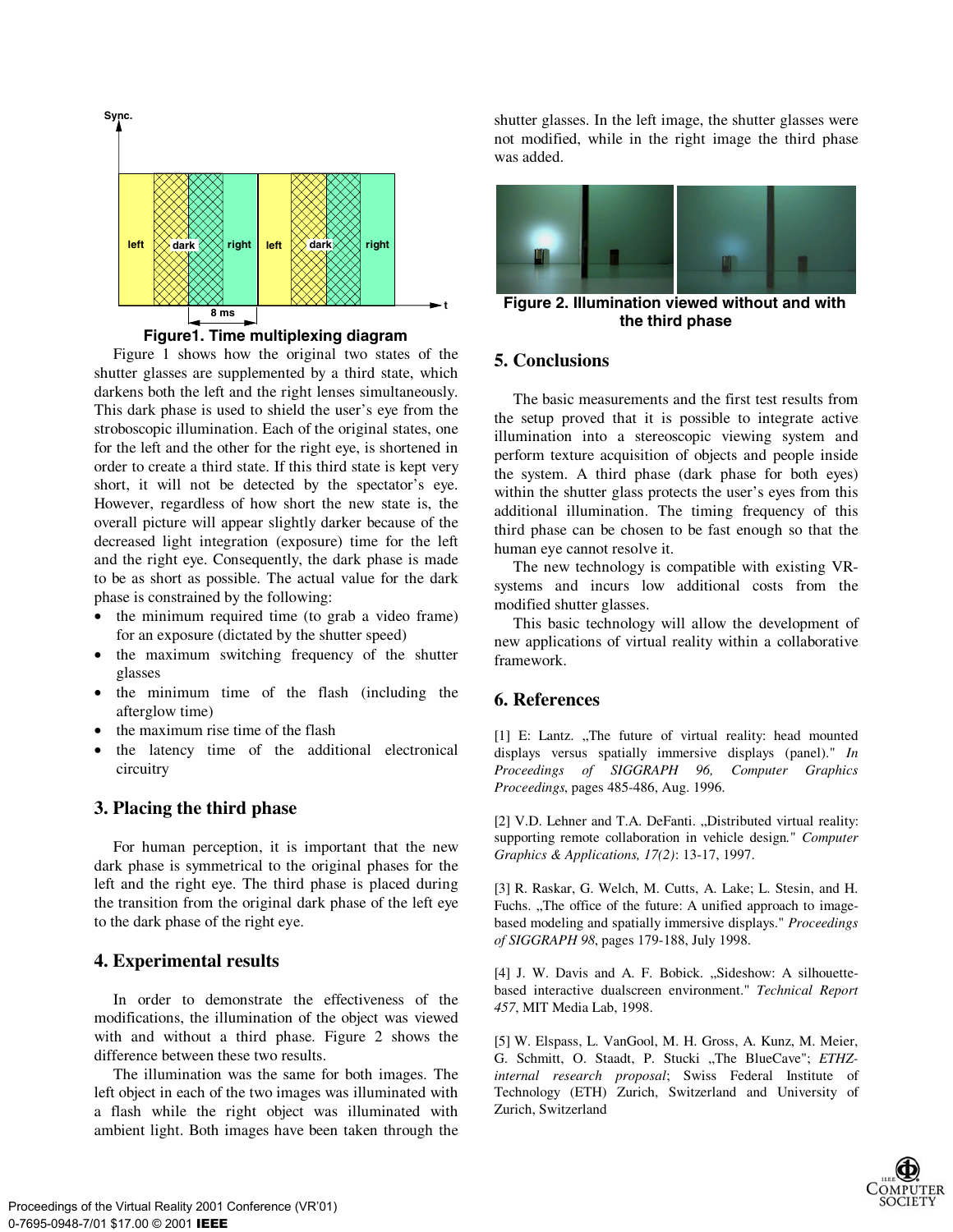Sync.

left
dark
right
left
dark
right

8 ms

t

**Figure1. Time multiplexing diagram**

Figure 1 shows how the original two states of the shutter glasses are supplemented by a third state, which darkens both the left and the right lenses simultaneously. This dark phase is used to shield the user's eye from the stroboscopic illumination. Each of the original states, one for the left and the other for the right eye, is shortened in order to create a third state. If this third state is kept very short, it will not be detected by the spectator's eye. However, regardless of how short the new state is, the overall picture will appear slightly darker because of the decreased light integration (exposure) time for the left and the right eye. Consequently, the dark phase is made to be as short as possible. The actual value for the dark phase is constrained by the following:

- the minimum required time (to grab a video frame) for an exposure (dictated by the shutter speed)
- the maximum switching frequency of the shutter glasses
- the minimum time of the flash (including the afterglow time)
- the maximum rise time of the flash
- the latency time of the additional electronical circuitry

## 3. Placing the third phase

For human perception, it is important that the new dark phase is symmetrical to the original phases for the left and the right eye. The third phase is placed during the transition from the original dark phase of the left eye to the dark phase of the right eye.

## 4. Experimental results

In order to demonstrate the effectiveness of the modifications, the illumination of the object was viewed with and without a third phase. Figure 2 shows the difference between these two results.

The illumination was the same for both images. The left object in each of the two images was illuminated with a flash while the right object was illuminated with ambient light. Both images have been taken through the shutter glasses. In the left image, the shutter glasses were not modified, while in the right image the third phase was added.

**Figure 2. Illumination viewed without and with the third phase**

## 5. Conclusions

The basic measurements and the first test results from the setup proved that it is possible to integrate active illumination into a stereoscopic viewing system and perform texture acquisition of objects and people inside the system. A third phase (dark phase for both eyes) within the shutter glass protects the user's eyes from this additional illumination. The timing frequency of this third phase can be chosen to be fast enough so that the human eye cannot resolve it.

The new technology is compatible with existing VR-systems and incurs low additional costs from the modified shutter glasses.

This basic technology will allow the development of new applications of virtual reality within a collaborative framework.

## 6. References

[1] E: Lantz. „The future of virtual reality: head mounted displays versus spatially immersive displays (panel)." *In Proceedings of SIGGRAPH 96, Computer Graphics Proceedings*, pages 485-486, Aug. 1996.

[2] V.D. Lehner and T.A. DeFanti. „Distributed virtual reality: supporting remote collaboration in vehicle design." *Computer Graphics & Applications, 17(2)*: 13-17, 1997.

[3] R. Raskar, G. Welch, M. Cutts, A. Lake; L. Stesin, and H. Fuchs. „The office of the future: A unified approach to image-based modeling and spatially immersive displays." *Proceedings of SIGGRAPH 98*, pages 179-188, July 1998.

[4] J. W. Davis and A. F. Bobick. „Sideshow: A silhouette-based interactive dualscreen environment." *Technical Report 457*, MIT Media Lab, 1998.

[5] W. Elspass, L. VanGool, M. H. Gross, A. Kunz, M. Meier, G. Schmitt, O. Staadt, P. Stucki „The BlueCave"; *ETHZ-internal research proposal*; Swiss Federal Institute of Technology (ETH) Zurich, Switzerland and University of Zurich, Switzerland